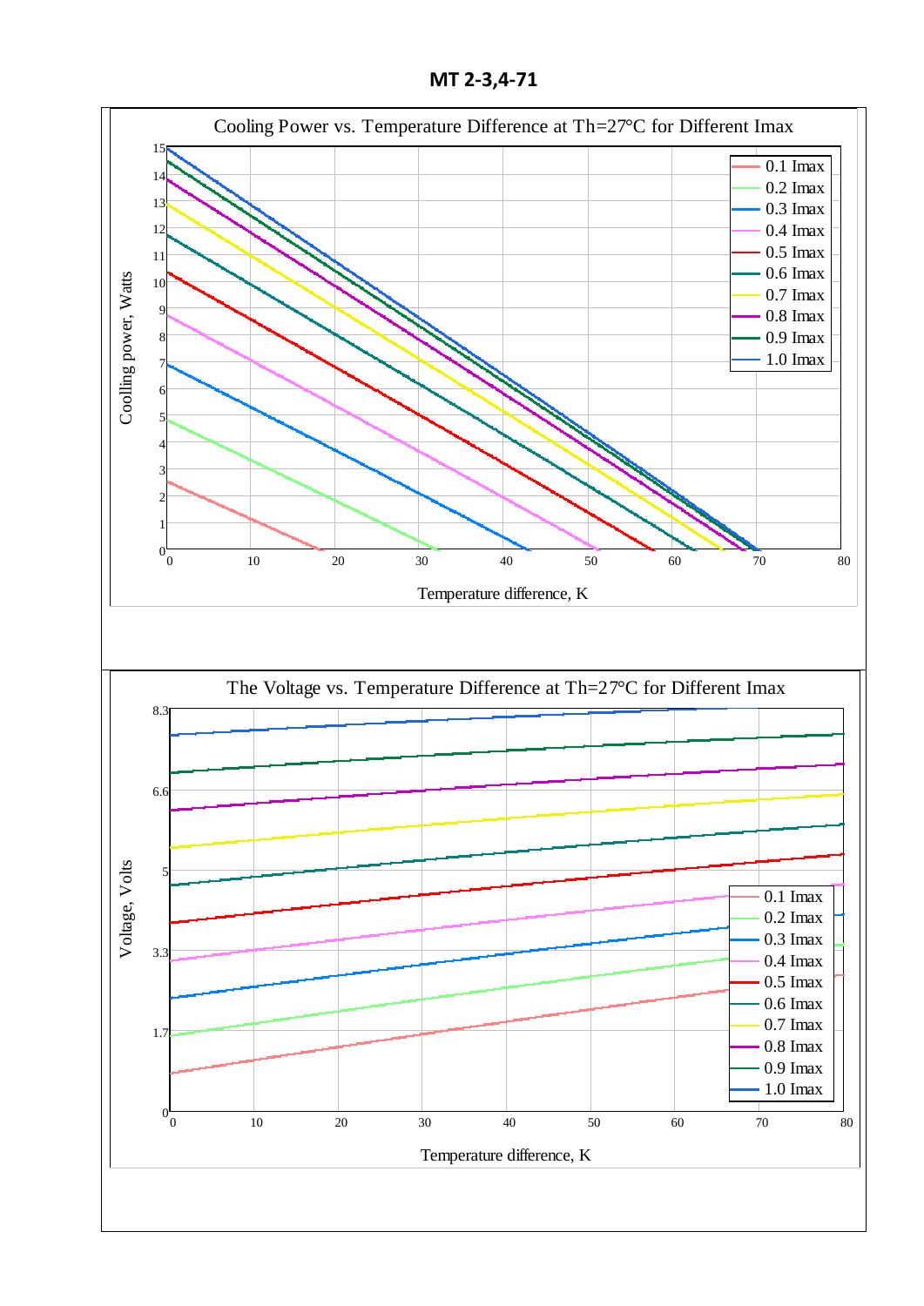# MT 2-3,4-71

**Cooling Power vs. Temperature Difference at Th=27°C for Different Imax**

Coolling power, Watts

Temperature difference, K

Legend: 0.1 Imax, 0.2 Imax, 0.3 Imax, 0.4 Imax, 0.5 Imax, 0.6 Imax, 0.7 Imax, 0.8 Imax, 0.9 Imax, 1.0 Imax

**The Voltage vs. Temperature Difference at Th=27°C for Different Imax**

Voltage, Volts

Temperature difference, K

Legend: 0.1 Imax, 0.2 Imax, 0.3 Imax, 0.4 Imax, 0.5 Imax, 0.6 Imax, 0.7 Imax, 0.8 Imax, 0.9 Imax, 1.0 Imax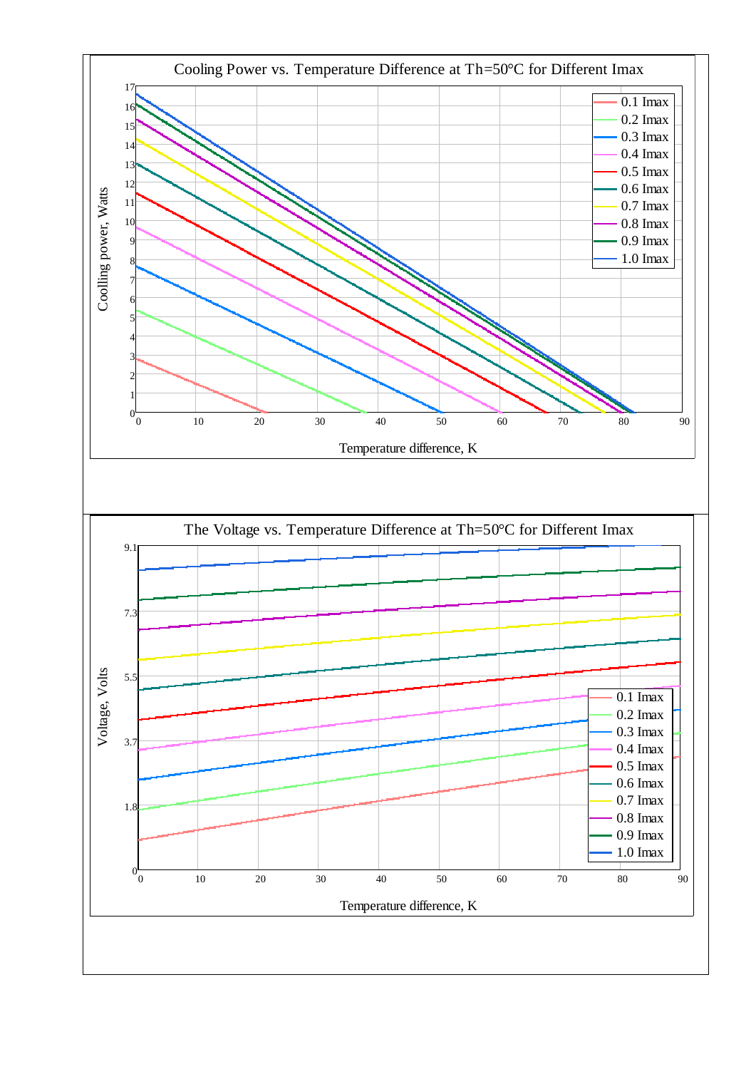Cooling Power vs. Temperature Difference at Th=50°C for Different Imax

Coolling power, Watts

17
16
15
14
13
12
11
10
9
8
7
6
5
4
3
2
1
0

0 10 20 30 40 50 60 70 80 90

Temperature difference, K

0.1 Imax
0.2 Imax
0.3 Imax
0.4 Imax
0.5 Imax
0.6 Imax
0.7 Imax
0.8 Imax
0.9 Imax
1.0 Imax

The Voltage vs. Temperature Difference at Th=50°C for Different Imax

Voltage, Volts

9.1
7.3
5.5
3.7
1.8
0

0 10 20 30 40 50 60 70 80 90

Temperature difference, K

0.1 Imax
0.2 Imax
0.3 Imax
0.4 Imax
0.5 Imax
0.6 Imax
0.7 Imax
0.8 Imax
0.9 Imax
1.0 Imax